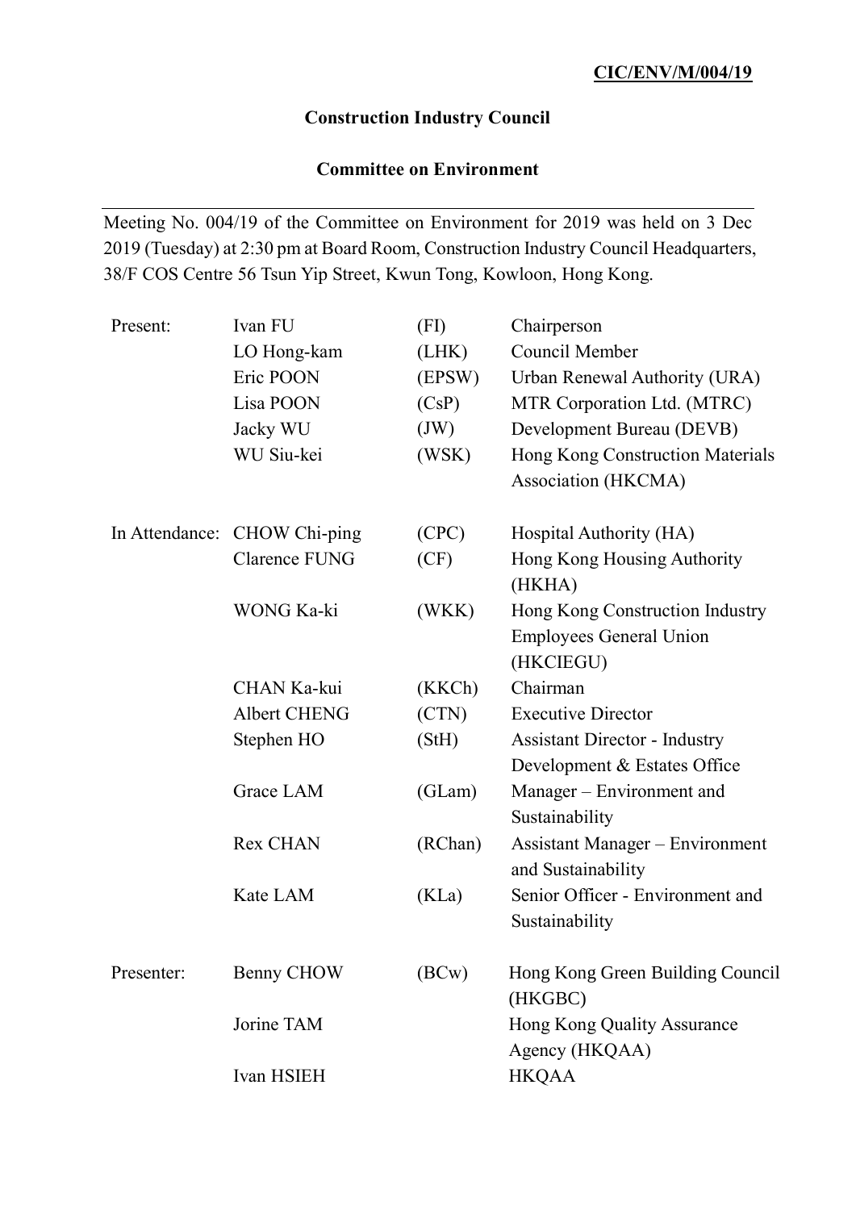**CIC/ENV/M/004/19**

**Construction Industry Council**

**Committee on Environment**

---

Meeting No. 004/19 of the Committee on Environment for 2019 was held on 3 Dec 2019 (Tuesday) at 2:30 pm at Board Room, Construction Industry Council Headquarters, 38/F COS Centre 56 Tsun Yip Street, Kwun Tong, Kowloon, Hong Kong.

| | | | |
|---|---|---|---|
| Present: | Ivan FU | (FI) | Chairperson |
| | LO Hong-kam | (LHK) | Council Member |
| | Eric POON | (EPSW) | Urban Renewal Authority (URA) |
| | Lisa POON | (CsP) | MTR Corporation Ltd. (MTRC) |
| | Jacky WU | (JW) | Development Bureau (DEVB) |
| | WU Siu-kei | (WSK) | Hong Kong Construction Materials Association (HKCMA) |
| In Attendance: | CHOW Chi-ping | (CPC) | Hospital Authority (HA) |
| | Clarence FUNG | (CF) | Hong Kong Housing Authority (HKHA) |
| | WONG Ka-ki | (WKK) | Hong Kong Construction Industry Employees General Union (HKCIEGU) |
| | CHAN Ka-kui | (KKCh) | Chairman |
| | Albert CHENG | (CTN) | Executive Director |
| | Stephen HO | (StH) | Assistant Director - Industry Development & Estates Office |
| | Grace LAM | (GLam) | Manager – Environment and Sustainability |
| | Rex CHAN | (RChan) | Assistant Manager – Environment and Sustainability |
| | Kate LAM | (KLa) | Senior Officer - Environment and Sustainability |
| Presenter: | Benny CHOW | (BCw) | Hong Kong Green Building Council (HKGBC) |
| | Jorine TAM | | Hong Kong Quality Assurance Agency (HKQAA) |
| | Ivan HSIEH | | HKQAA |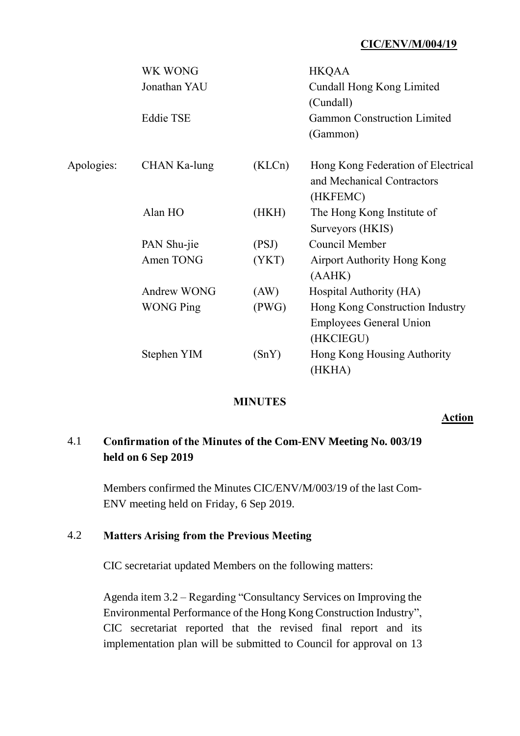CIC/ENV/M/004/19

| | | | |
|---|---|---|---|
| | WK WONG | | HKQAA |
| | Jonathan YAU | | Cundall Hong Kong Limited (Cundall) |
| | Eddie TSE | | Gammon Construction Limited (Gammon) |
| Apologies: | CHAN Ka-lung | (KLCn) | Hong Kong Federation of Electrical and Mechanical Contractors (HKFEMC) |
| | Alan HO | (HKH) | The Hong Kong Institute of Surveyors (HKIS) |
| | PAN Shu-jie | (PSJ) | Council Member |
| | Amen TONG | (YKT) | Airport Authority Hong Kong (AAHK) |
| | Andrew WONG | (AW) | Hospital Authority (HA) |
| | WONG Ping | (PWG) | Hong Kong Construction Industry Employees General Union (HKCIEGU) |
| | Stephen YIM | (SnY) | Hong Kong Housing Authority (HKHA) |

**MINUTES**

**Action**

## 4.1 Confirmation of the Minutes of the Com-ENV Meeting No. 003/19 held on 6 Sep 2019

Members confirmed the Minutes CIC/ENV/M/003/19 of the last Com-ENV meeting held on Friday, 6 Sep 2019.

## 4.2 Matters Arising from the Previous Meeting

CIC secretariat updated Members on the following matters:

Agenda item 3.2 – Regarding "Consultancy Services on Improving the Environmental Performance of the Hong Kong Construction Industry", CIC secretariat reported that the revised final report and its implementation plan will be submitted to Council for approval on 13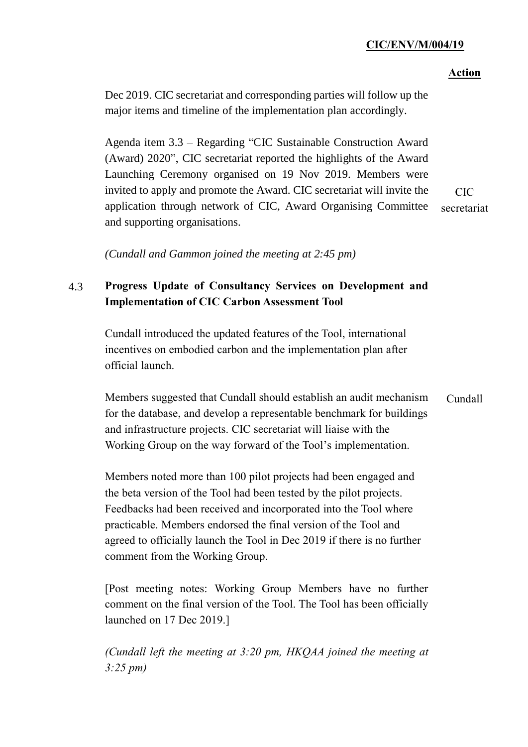| | | Action |
|---|---|---|
| | Dec 2019. CIC secretariat and corresponding parties will follow up the major items and timeline of the implementation plan accordingly. | |
| | Agenda item 3.3 – Regarding "CIC Sustainable Construction Award (Award) 2020", CIC secretariat reported the highlights of the Award Launching Ceremony organised on 19 Nov 2019. Members were invited to apply and promote the Award. CIC secretariat will invite the application through network of CIC, Award Organising Committee and supporting organisations. | CIC secretariat |
| | *(Cundall and Gammon joined the meeting at 2:45 pm)* | |
| 4.3 | **Progress Update of Consultancy Services on Development and Implementation of CIC Carbon Assessment Tool** | |
| | Cundall introduced the updated features of the Tool, international incentives on embodied carbon and the implementation plan after official launch. | |
| | Members suggested that Cundall should establish an audit mechanism for the database, and develop a representable benchmark for buildings and infrastructure projects. CIC secretariat will liaise with the Working Group on the way forward of the Tool's implementation. | Cundall |
| | Members noted more than 100 pilot projects had been engaged and the beta version of the Tool had been tested by the pilot projects. Feedbacks had been received and incorporated into the Tool where practicable. Members endorsed the final version of the Tool and agreed to officially launch the Tool in Dec 2019 if there is no further comment from the Working Group. | |
| | [Post meeting notes: Working Group Members have no further comment on the final version of the Tool. The Tool has been officially launched on 17 Dec 2019.] | |
| | *(Cundall left the meeting at 3:20 pm, HKQAA joined the meeting at 3:25 pm)* | |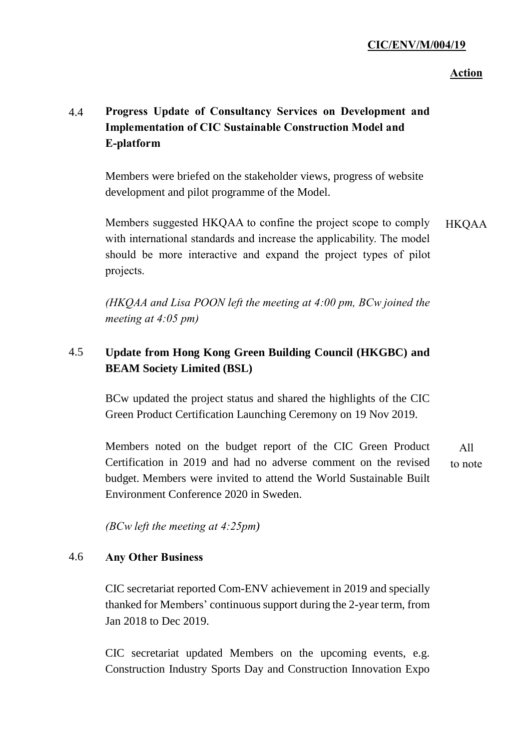**Action**

**4.4 Progress Update of Consultancy Services on Development and Implementation of CIC Sustainable Construction Model and E-platform**

Members were briefed on the stakeholder views, progress of website development and pilot programme of the Model.

Members suggested HKQAA to confine the project scope to comply with international standards and increase the applicability. The model should be more interactive and expand the project types of pilot projects. — HKQAA

*(HKQAA and Lisa POON left the meeting at 4:00 pm, BCw joined the meeting at 4:05 pm)*

**4.5 Update from Hong Kong Green Building Council (HKGBC) and BEAM Society Limited (BSL)**

BCw updated the project status and shared the highlights of the CIC Green Product Certification Launching Ceremony on 19 Nov 2019.

Members noted on the budget report of the CIC Green Product Certification in 2019 and had no adverse comment on the revised budget. Members were invited to attend the World Sustainable Built Environment Conference 2020 in Sweden. — All to note

*(BCw left the meeting at 4:25pm)*

**4.6 Any Other Business**

CIC secretariat reported Com-ENV achievement in 2019 and specially thanked for Members' continuous support during the 2-year term, from Jan 2018 to Dec 2019.

CIC secretariat updated Members on the upcoming events, e.g. Construction Industry Sports Day and Construction Innovation Expo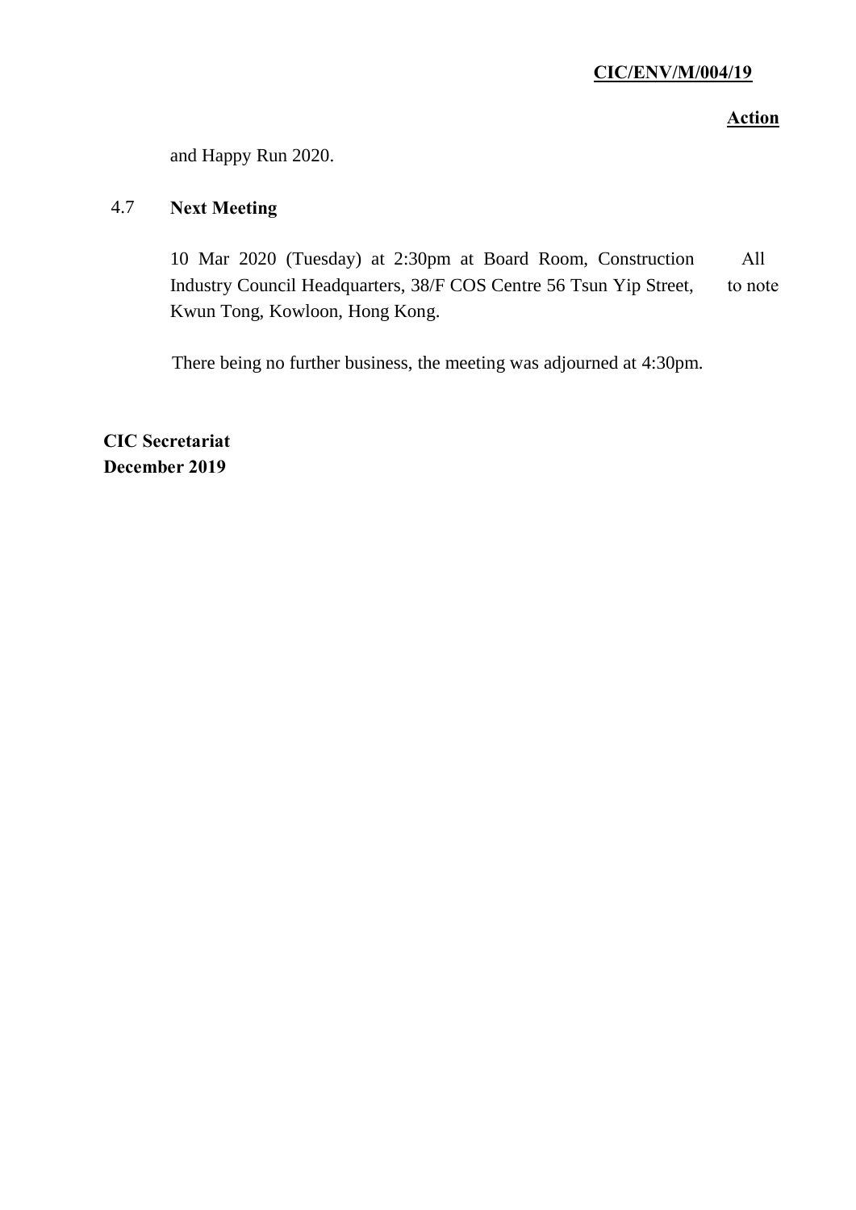**Action**

and Happy Run 2020.

4.7 **Next Meeting**

10 Mar 2020 (Tuesday) at 2:30pm at Board Room, Construction Industry Council Headquarters, 38/F COS Centre 56 Tsun Yip Street, Kwun Tong, Kowloon, Hong Kong. — All to note

There being no further business, the meeting was adjourned at 4:30pm.

**CIC Secretariat**
**December 2019**